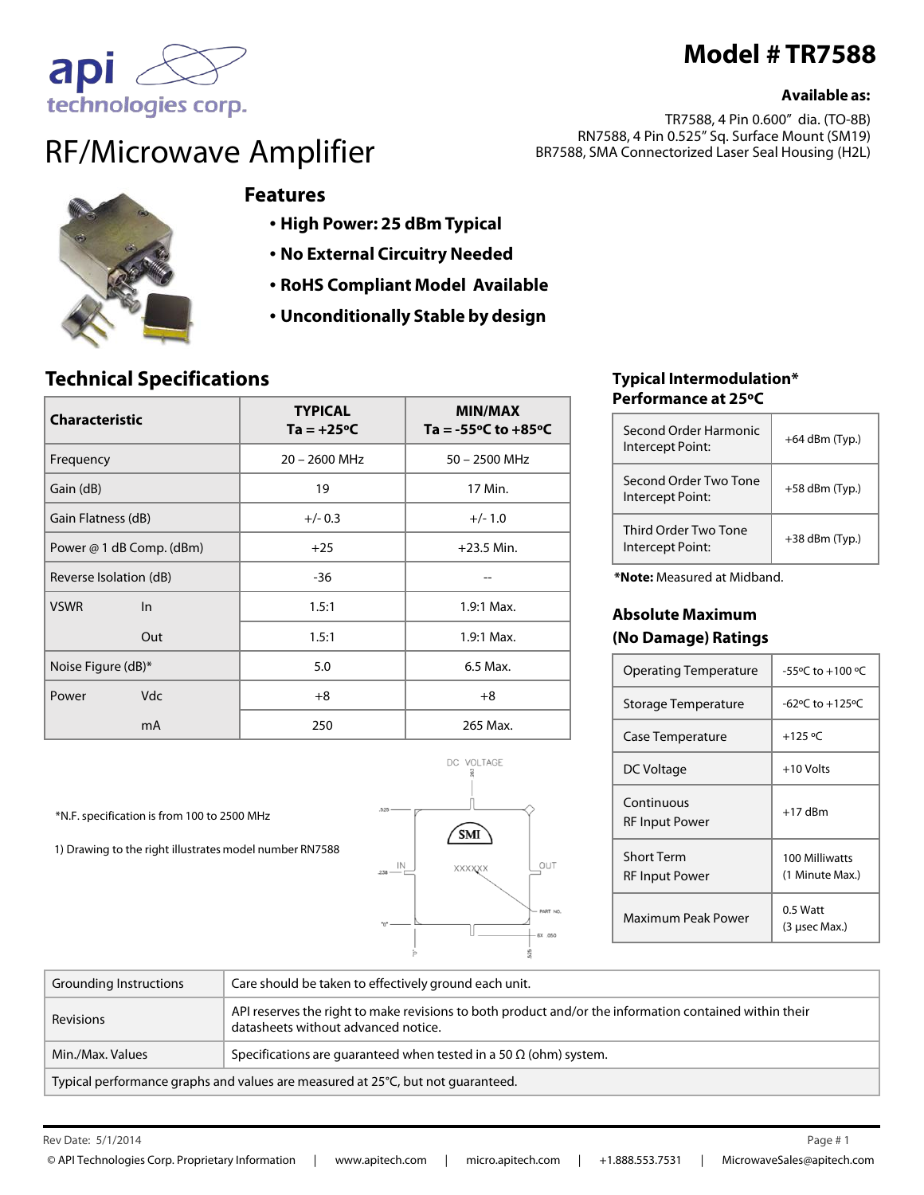api technologies corp.

# Model # TR7588

**Available as:**

TR7588, 4 Pin 0.600" dia. (TO-8B)
RN7588, 4 Pin 0.525" Sq. Surface Mount (SM19)
BR7588, SMA Connectorized Laser Seal Housing (H2L)

# RF/Microwave Amplifier

## Features

- **High Power: 25 dBm Typical**
- **No External Circuitry Needed**
- **RoHS Compliant Model Available**
- **Unconditionally Stable by design**

## Technical Specifications

| Characteristic | | TYPICAL Ta = +25ºC | MIN/MAX Ta = -55ºC to +85ºC |
|---|---|---|---|
| Frequency | | 20 – 2600 MHz | 50 – 2500 MHz |
| Gain (dB) | | 19 | 17 Min. |
| Gain Flatness (dB) | | +/- 0.3 | +/- 1.0 |
| Power @ 1 dB Comp. (dBm) | | +25 | +23.5 Min. |
| Reverse Isolation (dB) | | -36 | -- |
| VSWR | In | 1.5:1 | 1.9:1 Max. |
| | Out | 1.5:1 | 1.9:1 Max. |
| Noise Figure (dB)* | | 5.0 | 6.5 Max. |
| Power | Vdc | +8 | +8 |
| | mA | 250 | 265 Max. |

*N.F. specification is from 100 to 2500 MHz

1) Drawing to the right illustrates model number RN7588

## Typical Intermodulation* Performance at 25ºC

| | |
|---|---|
| Second Order Harmonic Intercept Point: | +64 dBm (Typ.) |
| Second Order Two Tone Intercept Point: | +58 dBm (Typ.) |
| Third Order Two Tone Intercept Point: | +38 dBm (Typ.) |

***Note:** Measured at Midband.

## Absolute Maximum (No Damage) Ratings

| | |
|---|---|
| Operating Temperature | -55ºC to +100 ºC |
| Storage Temperature | -62ºC to +125ºC |
| Case Temperature | +125 ºC |
| DC Voltage | +10 Volts |
| Continuous RF Input Power | +17 dBm |
| Short Term RF Input Power | 100 Milliwatts (1 Minute Max.) |
| Maximum Peak Power | 0.5 Watt (3 µsec Max.) |

| | |
|---|---|
| Grounding Instructions | Care should be taken to effectively ground each unit. |
| Revisions | API reserves the right to make revisions to both product and/or the information contained within their datasheets without advanced notice. |
| Min./Max. Values | Specifications are guaranteed when tested in a 50 Ω (ohm) system. |
| Typical performance graphs and values are measured at 25°C, but not guaranteed. | |

Rev Date: 5/1/2014

© API Technologies Corp. Proprietary Information | www.apitech.com | micro.apitech.com | +1.888.553.7531 | MicrowaveSales@apitech.com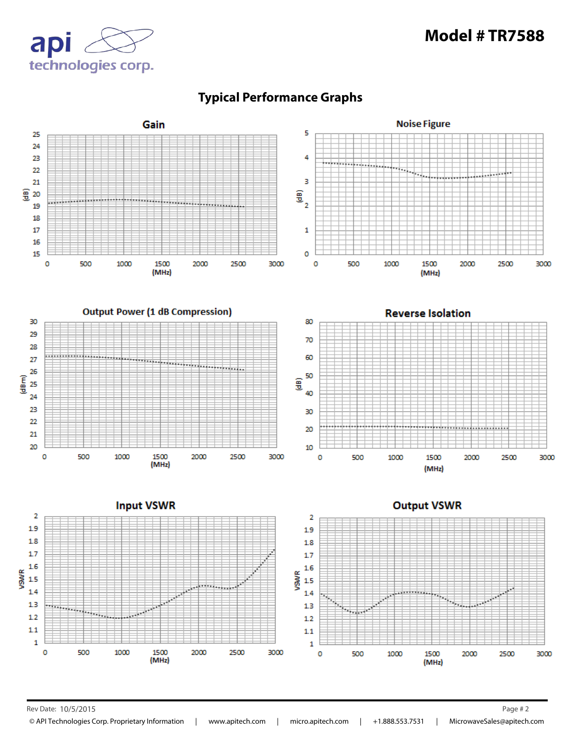# Model # TR7588

## Typical Performance Graphs

### Gain

(dB) vs (MHz)

### Noise Figure

(dB) vs (MHz)

### Output Power (1 dB Compression)

(dBm) vs (MHz)

### Reverse Isolation

(dB) vs (MHz)

### Input VSWR

VSWR vs (MHz)

### Output VSWR

VSWR vs (MHz)

Rev Date: 10/5/2015

© API Technologies Corp. Proprietary Information | www.apitech.com | micro.apitech.com | +1.888.553.7531 | MicrowaveSales@apitech.com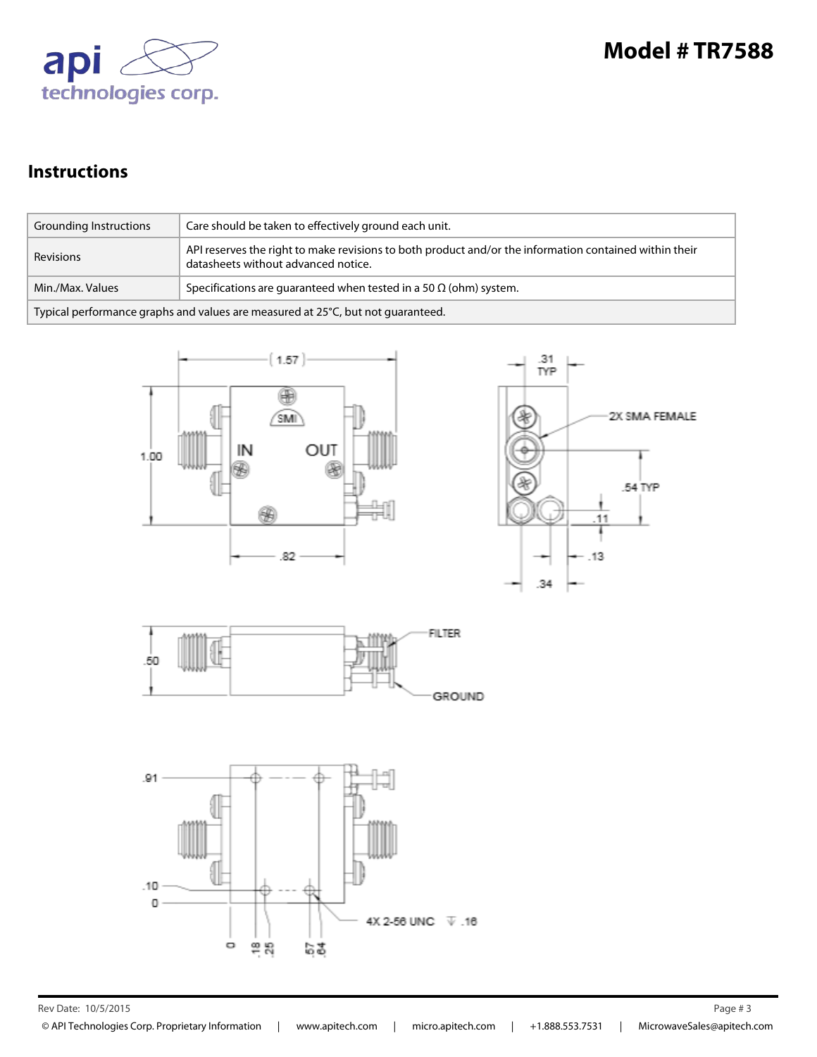**Model # TR7588**

## Instructions

| | |
|---|---|
| Grounding Instructions | Care should be taken to effectively ground each unit. |
| Revisions | API reserves the right to make revisions to both product and/or the information contained within their datasheets without advanced notice. |
| Min./Max. Values | Specifications are guaranteed when tested in a 50 Ω (ohm) system. |
| Typical performance graphs and values are measured at 25°C, but not guaranteed. | |

1.57

1.00

SMI

IN

OUT

.82

.31 TYP

2X SMA FEMALE

.54 TYP

.11

.13

.34

.50

FILTER

GROUND

.91

.10

0

4X 2-56 UNC ⊽ .16

0

.18

.25

.57

.64